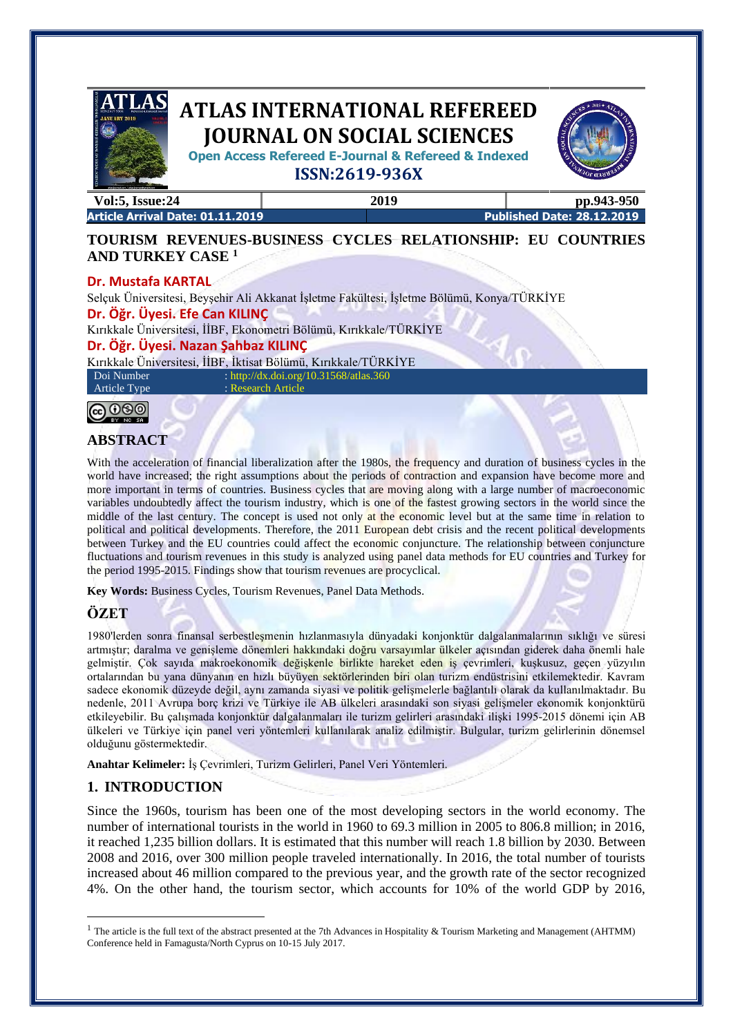# ATLAS INTERNATIONAL REFEREED JOURNAL ON SOCIAL SCIENCES

**Open Access Refereed E-Journal & Refereed & Indexed**

**ISSN:2619-936X**

**Article Arrival Date: 01.11.2019** | **Published Date: 28.12.2019**

## TOURISM REVENUES-BUSINESS CYCLES RELATIONSHIP: EU COUNTRIES AND TURKEY CASE [1]

**Dr. Mustafa KARTAL**

Selçuk Üniversitesi, Beyşehir Ali Akkanat İşletme Fakültesi, İşletme Bölümü, Konya/TÜRKİYE

**Dr. Öğr. Üyesi. Efe Can KILINÇ**

Kırıkkale Üniversitesi, İİBF, Ekonometri Bölümü, Kırıkkale/TÜRKİYE

**Dr. Öğr. Üyesi. Nazan Şahbaz KILINÇ**

Kırıkkale Üniversitesi, İİBF, İktisat Bölümü, Kırıkkale/TÜRKİYE

| | |
|---|---|
| Doi Number | : http://dx.doi.org/10.31568/atlas.360 |
| Article Type | : Research Article |

## ABSTRACT

With the acceleration of financial liberalization after the 1980s, the frequency and duration of business cycles in the world have increased; the right assumptions about the periods of contraction and expansion have become more and more important in terms of countries. Business cycles that are moving along with a large number of macroeconomic variables undoubtedly affect the tourism industry, which is one of the fastest growing sectors in the world since the middle of the last century. The concept is used not only at the economic level but at the same time in relation to political and political developments. Therefore, the 2011 European debt crisis and the recent political developments between Turkey and the EU countries could affect the economic conjuncture. The relationship between conjuncture fluctuations and tourism revenues in this study is analyzed using panel data methods for EU countries and Turkey for the period 1995-2015. Findings show that tourism revenues are procyclical.

**Key Words:** Business Cycles, Tourism Revenues, Panel Data Methods.

## ÖZET

1980'lerden sonra finansal serbestleşmenin hızlanmasıyla dünyadaki konjonktür dalgalanmalarının sıklığı ve süresi artmıştır; daralma ve genişleme dönemleri hakkındaki doğru varsayımlar ülkeler açısından giderek daha önemli hale gelmiştir. Çok sayıda makroekonomik değişkenle birlikte hareket eden iş çevrimleri, kuşkusuz, geçen yüzyılın ortalarından bu yana dünyanın en hızlı büyüyen sektörlerinden biri olan turizm endüstrisini etkilemektedir. Kavram sadece ekonomik düzeyde değil, aynı zamanda siyasi ve politik gelişmelerle bağlantılı olarak da kullanılmaktadır. Bu nedenle, 2011 Avrupa borç krizi ve Türkiye ile AB ülkeleri arasındaki son siyasi gelişmeler ekonomik konjonktürü etkileyebilir. Bu çalışmada konjonktür dalgalanmaları ile turizm gelirleri arasındaki ilişki 1995-2015 dönemi için AB ülkeleri ve Türkiye için panel veri yöntemleri kullanılarak analiz edilmiştir. Bulgular, turizm gelirlerinin dönemsel olduğunu göstermektedir.

**Anahtar Kelimeler:** İş Çevrimleri, Turizm Gelirleri, Panel Veri Yöntemleri.

## 1. INTRODUCTION

Since the 1960s, tourism has been one of the most developing sectors in the world economy. The number of international tourists in the world in 1960 to 69.3 million in 2005 to 806.8 million; in 2016, it reached 1,235 billion dollars. It is estimated that this number will reach 1.8 billion by 2030. Between 2008 and 2016, over 300 million people traveled internationally. In 2016, the total number of tourists increased about 46 million compared to the previous year, and the growth rate of the sector recognized 4%. On the other hand, the tourism sector, which accounts for 10% of the world GDP by 2016,

---

[1] The article is the full text of the abstract presented at the 7th Advances in Hospitality & Tourism Marketing and Management (AHTMM) Conference held in Famagusta/North Cyprus on 10-15 July 2017.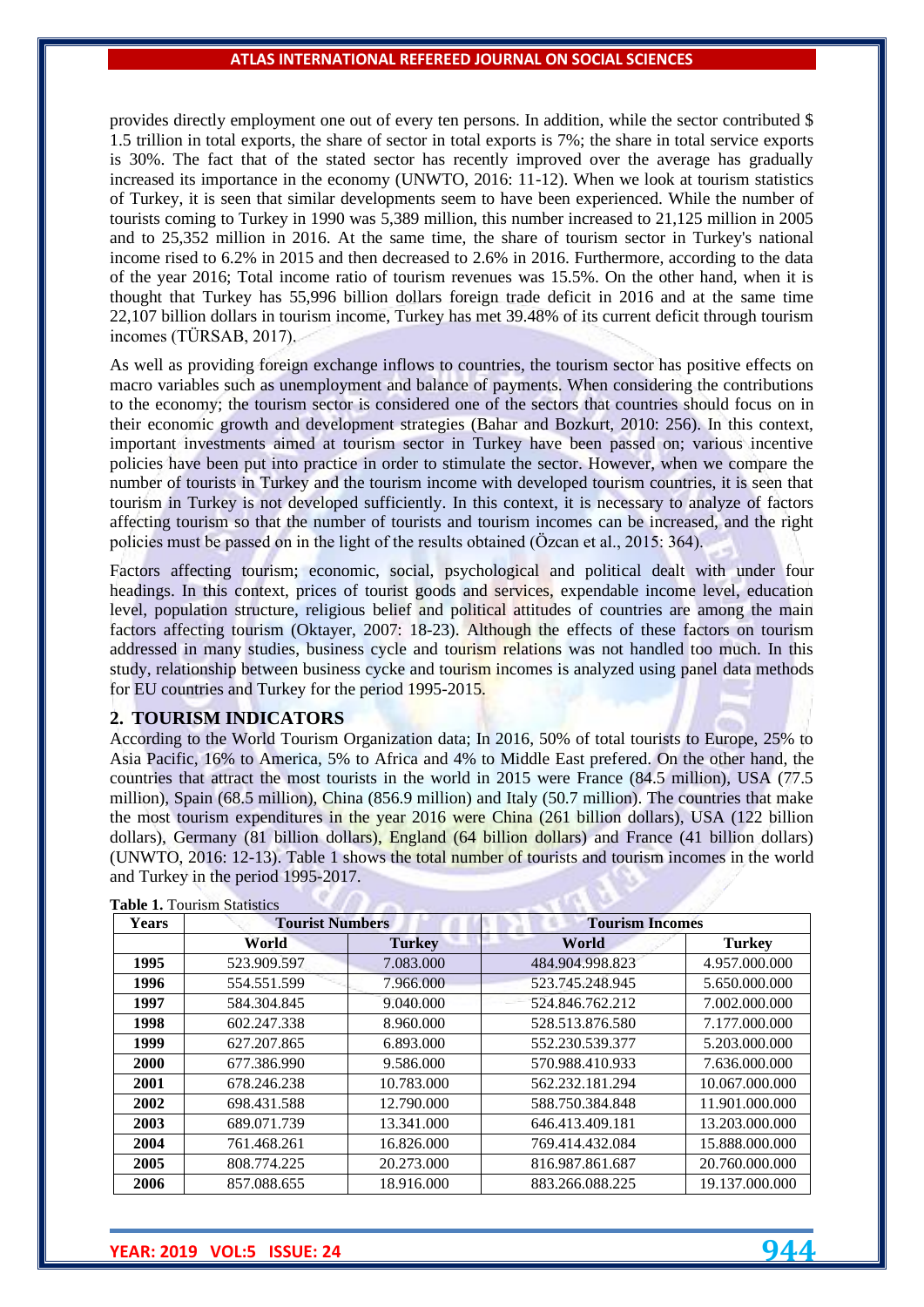provides directly employment one out of every ten persons. In addition, while the sector contributed $ 1.5 trillion in total exports, the share of sector in total exports is 7%; the share in total service exports is 30%. The fact that of the stated sector has recently improved over the average has gradually increased its importance in the economy (UNWTO, 2016: 11-12). When we look at tourism statistics of Turkey, it is seen that similar developments seem to have been experienced. While the number of tourists coming to Turkey in 1990 was 5,389 million, this number increased to 21,125 million in 2005 and to 25,352 million in 2016. At the same time, the share of tourism sector in Turkey's national income rised to 6.2% in 2015 and then decreased to 2.6% in 2016. Furthermore, according to the data of the year 2016; Total income ratio of tourism revenues was 15.5%. On the other hand, when it is thought that Turkey has 55,996 billion dollars foreign trade deficit in 2016 and at the same time 22,107 billion dollars in tourism income, Turkey has met 39.48% of its current deficit through tourism incomes (TÜRSAB, 2017).

As well as providing foreign exchange inflows to countries, the tourism sector has positive effects on macro variables such as unemployment and balance of payments. When considering the contributions to the economy; the tourism sector is considered one of the sectors that countries should focus on in their economic growth and development strategies (Bahar and Bozkurt, 2010: 256). In this context, important investments aimed at tourism sector in Turkey have been passed on; various incentive policies have been put into practice in order to stimulate the sector. However, when we compare the number of tourists in Turkey and the tourism income with developed tourism countries, it is seen that tourism in Turkey is not developed sufficiently. In this context, it is necessary to analyze of factors affecting tourism so that the number of tourists and tourism incomes can be increased, and the right policies must be passed on in the light of the results obtained (Özcan et al., 2015: 364).

Factors affecting tourism; economic, social, psychological and political dealt with under four headings. In this context, prices of tourist goods and services, expendable income level, education level, population structure, religious belief and political attitudes of countries are among the main factors affecting tourism (Oktayer, 2007: 18-23). Although the effects of these factors on tourism addressed in many studies, business cycle and tourism relations was not handled too much. In this study, relationship between business cycke and tourism incomes is analyzed using panel data methods for EU countries and Turkey for the period 1995-2015.

## 2. TOURISM INDICATORS

According to the World Tourism Organization data; In 2016, 50% of total tourists to Europe, 25% to Asia Pacific, 16% to America, 5% to Africa and 4% to Middle East prefered. On the other hand, the countries that attract the most tourists in the world in 2015 were France (84.5 million), USA (77.5 million), Spain (68.5 million), China (856.9 million) and Italy (50.7 million). The countries that make the most tourism expenditures in the year 2016 were China (261 billion dollars), USA (122 billion dollars), Germany (81 billion dollars), England (64 billion dollars) and France (41 billion dollars) (UNWTO, 2016: 12-13). Table 1 shows the total number of tourists and tourism incomes in the world and Turkey in the period 1995-2017.

**Table 1.** Tourism Statistics

| Years | Tourist Numbers | | Tourism Incomes | |
|---|---|---|---|---|
| | World | Turkey | World | Turkey |
| 1995 | 523.909.597 | 7.083.000 | 484.904.998.823 | 4.957.000.000 |
| 1996 | 554.551.599 | 7.966.000 | 523.745.248.945 | 5.650.000.000 |
| 1997 | 584.304.845 | 9.040.000 | 524.846.762.212 | 7.002.000.000 |
| 1998 | 602.247.338 | 8.960.000 | 528.513.876.580 | 7.177.000.000 |
| 1999 | 627.207.865 | 6.893.000 | 552.230.539.377 | 5.203.000.000 |
| 2000 | 677.386.990 | 9.586.000 | 570.988.410.933 | 7.636.000.000 |
| 2001 | 678.246.238 | 10.783.000 | 562.232.181.294 | 10.067.000.000 |
| 2002 | 698.431.588 | 12.790.000 | 588.750.384.848 | 11.901.000.000 |
| 2003 | 689.071.739 | 13.341.000 | 646.413.409.181 | 13.203.000.000 |
| 2004 | 761.468.261 | 16.826.000 | 769.414.432.084 | 15.888.000.000 |
| 2005 | 808.774.225 | 20.273.000 | 816.987.861.687 | 20.760.000.000 |
| 2006 | 857.088.655 | 18.916.000 | 883.266.088.225 | 19.137.000.000 |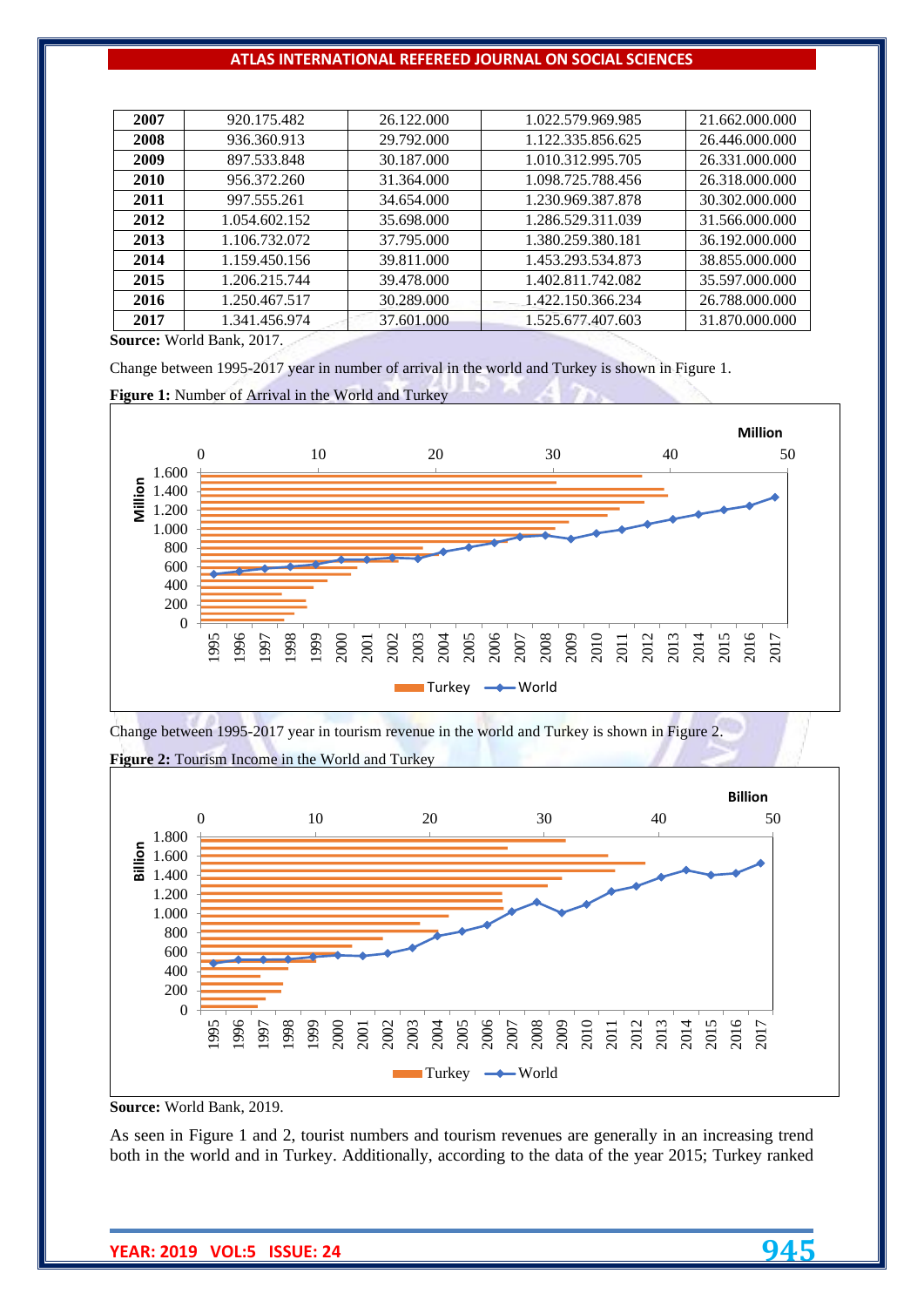| 2007 | 920.175.482 | 26.122.000 | 1.022.579.969.985 | 21.662.000.000 |
|---|---|---|---|---|
| 2008 | 936.360.913 | 29.792.000 | 1.122.335.856.625 | 26.446.000.000 |
| 2009 | 897.533.848 | 30.187.000 | 1.010.312.995.705 | 26.331.000.000 |
| 2010 | 956.372.260 | 31.364.000 | 1.098.725.788.456 | 26.318.000.000 |
| 2011 | 997.555.261 | 34.654.000 | 1.230.969.387.878 | 30.302.000.000 |
| 2012 | 1.054.602.152 | 35.698.000 | 1.286.529.311.039 | 31.566.000.000 |
| 2013 | 1.106.732.072 | 37.795.000 | 1.380.259.380.181 | 36.192.000.000 |
| 2014 | 1.159.450.156 | 39.811.000 | 1.453.293.534.873 | 38.855.000.000 |
| 2015 | 1.206.215.744 | 39.478.000 | 1.402.811.742.082 | 35.597.000.000 |
| 2016 | 1.250.467.517 | 30.289.000 | 1.422.150.366.234 | 26.788.000.000 |
| 2017 | 1.341.456.974 | 37.601.000 | 1.525.677.407.603 | 31.870.000.000 |

**Source:** World Bank, 2017.

Change between 1995-2017 year in number of arrival in the world and Turkey is shown in Figure 1.

**Figure 1:** Number of Arrival in the World and Turkey

Change between 1995-2017 year in tourism revenue in the world and Turkey is shown in Figure 2.

**Figure 2:** Tourism Income in the World and Turkey

**Source:** World Bank, 2019.

As seen in Figure 1 and 2, tourist numbers and tourism revenues are generally in an increasing trend both in the world and in Turkey. Additionally, according to the data of the year 2015; Turkey ranked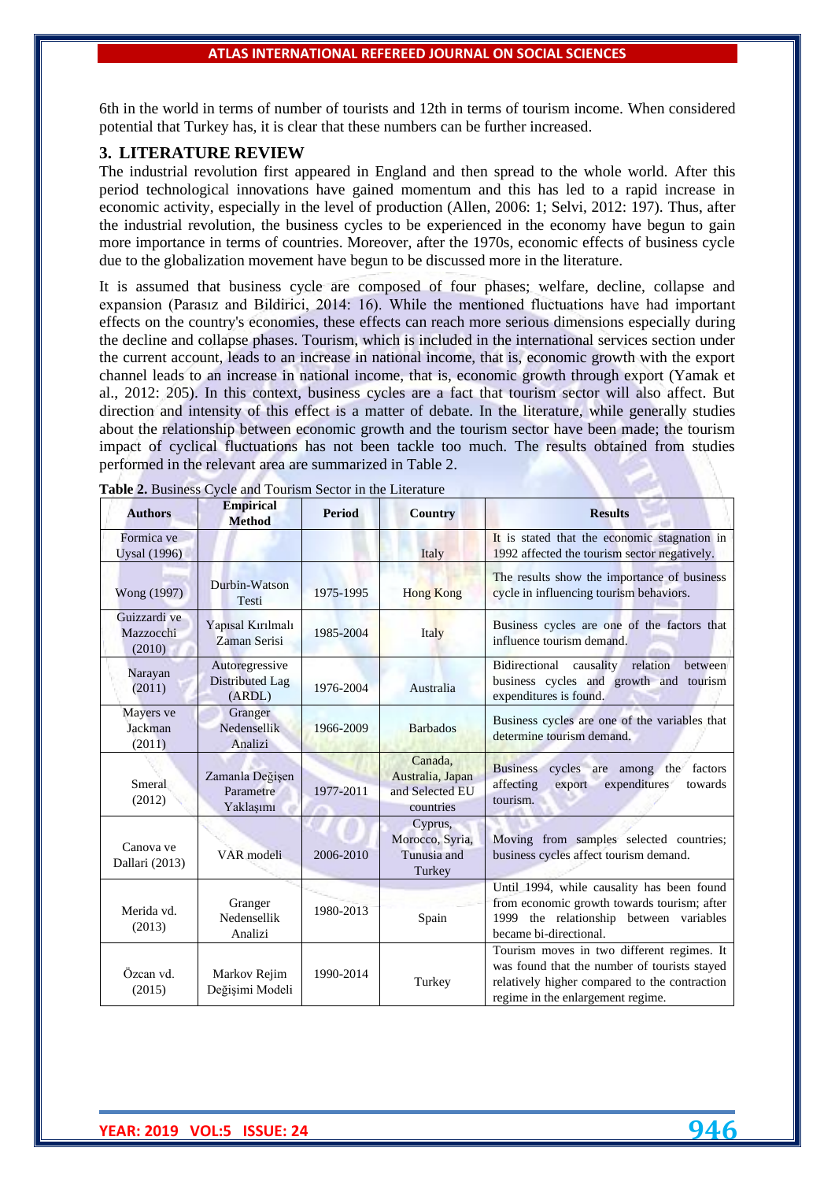6th in the world in terms of number of tourists and 12th in terms of tourism income. When considered potential that Turkey has, it is clear that these numbers can be further increased.

## 3. LITERATURE REVIEW

The industrial revolution first appeared in England and then spread to the whole world. After this period technological innovations have gained momentum and this has led to a rapid increase in economic activity, especially in the level of production (Allen, 2006: 1; Selvi, 2012: 197). Thus, after the industrial revolution, the business cycles to be experienced in the economy have begun to gain more importance in terms of countries. Moreover, after the 1970s, economic effects of business cycle due to the globalization movement have begun to be discussed more in the literature.

It is assumed that business cycle are composed of four phases; welfare, decline, collapse and expansion (Parasız and Bildirici, 2014: 16). While the mentioned fluctuations have had important effects on the country's economies, these effects can reach more serious dimensions especially during the decline and collapse phases. Tourism, which is included in the international services section under the current account, leads to an increase in national income, that is, economic growth with the export channel leads to an increase in national income, that is, economic growth through export (Yamak et al., 2012: 205). In this context, business cycles are a fact that tourism sector will also affect. But direction and intensity of this effect is a matter of debate. In the literature, while generally studies about the relationship between economic growth and the tourism sector have been made; the tourism impact of cyclical fluctuations has not been tackle too much. The results obtained from studies performed in the relevant area are summarized in Table 2.

**Table 2.** Business Cycle and Tourism Sector in the Literature

| Authors | Empirical Method | Period | Country | Results |
|---|---|---|---|---|
| Formica ve Uysal (1996) | | | Italy | It is stated that the economic stagnation in 1992 affected the tourism sector negatively. |
| Wong (1997) | Durbin-Watson Testi | 1975-1995 | Hong Kong | The results show the importance of business cycle in influencing tourism behaviors. |
| Guizzardi ve Mazzocchi (2010) | Yapısal Kırılmalı Zaman Serisi | 1985-2004 | Italy | Business cycles are one of the factors that influence tourism demand. |
| Narayan (2011) | Autoregressive Distributed Lag (ARDL) | 1976-2004 | Australia | Bidirectional causality relation between business cycles and growth and tourism expenditures is found. |
| Mayers ve Jackman (2011) | Granger Nedensellik Analizi | 1966-2009 | Barbados | Business cycles are one of the variables that determine tourism demand. |
| Smeral (2012) | Zamanla Değişen Parametre Yaklaşımı | 1977-2011 | Canada, Australia, Japan and Selected EU countries | Business cycles are among the factors affecting export expenditures towards tourism. |
| Canova ve Dallari (2013) | VAR modeli | 2006-2010 | Cyprus, Morocco, Syria, Tunusia and Turkey | Moving from samples selected countries; business cycles affect tourism demand. |
| Merida vd. (2013) | Granger Nedensellik Analizi | 1980-2013 | Spain | Until 1994, while causality has been found from economic growth towards tourism; after 1999 the relationship between variables became bi-directional. |
| Özcan vd. (2015) | Markov Rejim Değişimi Modeli | 1990-2014 | Turkey | Tourism moves in two different regimes. It was found that the number of tourists stayed relatively higher compared to the contraction regime in the enlargement regime. |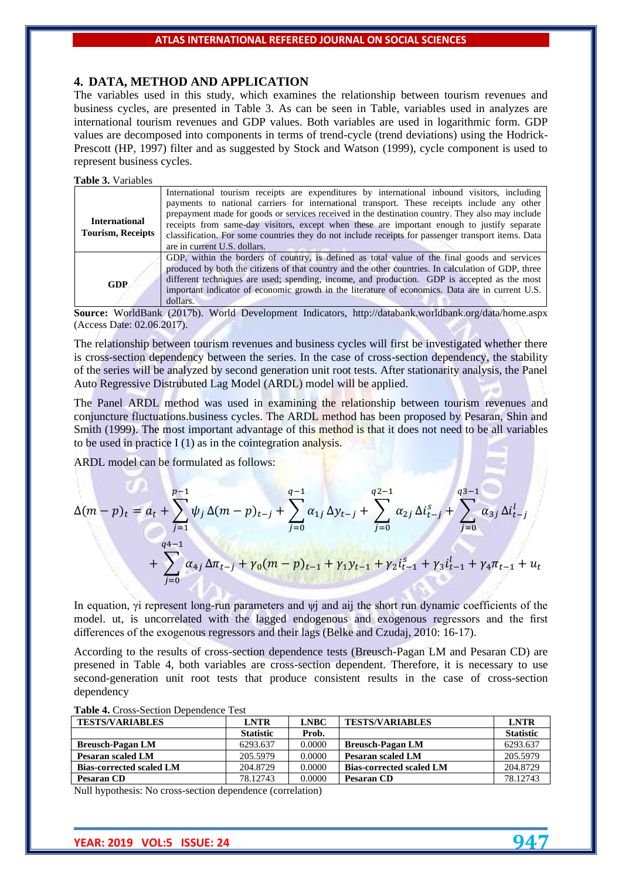## 4. DATA, METHOD AND APPLICATION

The variables used in this study, which examines the relationship between tourism revenues and business cycles, are presented in Table 3. As can be seen in Table, variables used in analyzes are international tourism revenues and GDP values. Both variables are used in logarithmic form. GDP values are decomposed into components in terms of trend-cycle (trend deviations) using the Hodrick-Prescott (HP, 1997) filter and as suggested by Stock and Watson (1999), cycle component is used to represent business cycles.

**Table 3.** Variables

| | |
|---|---|
| **International Tourism, Receipts** | International tourism receipts are expenditures by international inbound visitors, including payments to national carriers for international transport. These receipts include any other prepayment made for goods or services received in the destination country. They also may include receipts from same-day visitors, except when these are important enough to justify separate classification. For some countries they do not include receipts for passenger transport items. Data are in current U.S. dollars. |
| **GDP** | GDP, within the borders of country, is defined as total value of the final goods and services produced by both the citizens of that country and the other countries. In calculation of GDP, three different techniques are used; spending, income, and production. GDP is accepted as the most important indicator of economic growth in the literature of economics. Data are in current U.S. dollars. |

**Source:** WorldBank (2017b). World Development Indicators, http://databank.worldbank.org/data/home.aspx (Access Date: 02.06.2017).

The relationship between tourism revenues and business cycles will first be investigated whether there is cross-section dependency between the series. In the case of cross-section dependency, the stability of the series will be analyzed by second generation unit root tests. After stationarity analysis, the Panel Auto Regressive Distrubuted Lag Model (ARDL) model will be applied.

The Panel ARDL method was used in examining the relationship between tourism revenues and conjuncture fluctuations.business cycles. The ARDL method has been proposed by Pesaran, Shin and Smith (1999). The most important advantage of this method is that it does not need to be all variables to be used in practice I (1) as in the cointegration analysis.

ARDL model can be formulated as follows:

$$\Delta(m-p)_t = a_t + \sum_{j=1}^{p-1} \psi_j \, \Delta(m-p)_{t-j} + \sum_{j=0}^{q-1} \alpha_{1j} \, \Delta y_{t-j} + \sum_{j=0}^{q2-1} \alpha_{2j} \, \Delta i^s_{t-j} + \sum_{j=0}^{q3-1} \alpha_{3j} \, \Delta i^l_{t-j} + \sum_{j=0}^{q4-1} \alpha_{4j} \, \Delta \pi_{t-j} + \gamma_0 (m-p)_{t-1} + \gamma_1 y_{t-1} + \gamma_2 i^s_{t-1} + \gamma_3 i^l_{t-1} + \gamma_4 \pi_{t-1} + u_t$$

In equation, $\gamma i$ represent long-run parameters and $\psi j$ and aij the short run dynamic coefficients of the model. ut, is uncorrelated with the lagged endogenous and exogenous regressors and the first differences of the exogenous regressors and their lags (Belke and Czudaj, 2010: 16-17).

According to the results of cross-section dependence tests (Breusch-Pagan LM and Pesaran CD) are presened in Table 4, both variables are cross-section dependent. Therefore, it is necessary to use second-generation unit root tests that produce consistent results in the case of cross-section dependency

**Table 4.** Cross-Section Dependence Test

| TESTS/VARIABLES | LNTR | LNBC | TESTS/VARIABLES | LNTR |
|---|---|---|---|---|
| | Statistic | Prob. | | Statistic |
| **Breusch-Pagan LM** | 6293.637 | 0.0000 | **Breusch-Pagan LM** | 6293.637 |
| **Pesaran scaled LM** | 205.5979 | 0.0000 | **Pesaran scaled LM** | 205.5979 |
| **Bias-corrected scaled LM** | 204.8729 | 0.0000 | **Bias-corrected scaled LM** | 204.8729 |
| **Pesaran CD** | 78.12743 | 0.0000 | **Pesaran CD** | 78.12743 |

Null hypothesis: No cross-section dependence (correlation)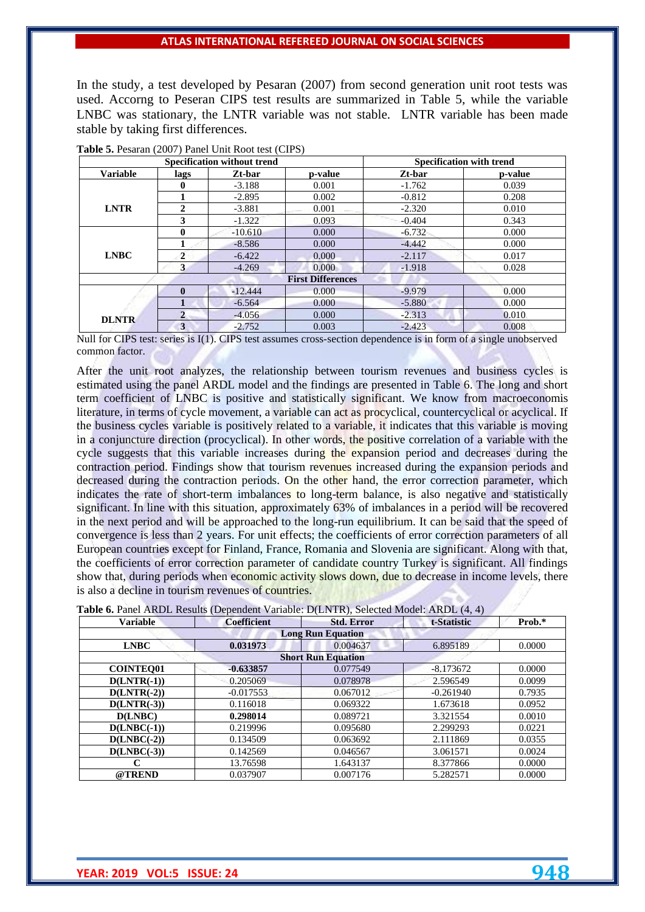In the study, a test developed by Pesaran (2007) from second generation unit root tests was used. Accorng to Peseran CIPS test results are summarized in Table 5, while the variable LNBC was stationary, the LNTR variable was not stable. LNTR variable has been made stable by taking first differences.

**Table 5.** Pesaran (2007) Panel Unit Root test (CIPS)

| | Specification without trend | | | Specification with trend | |
|---|---|---|---|---|---|
| **Variable** | **lags** | **Zt-bar** | **p-value** | **Zt-bar** | **p-value** |
| **LNTR** | **0** | -3.188 | 0.001 | -1.762 | 0.039 |
| | **1** | -2.895 | 0.002 | -0.812 | 0.208 |
| | **2** | -3.881 | 0.001 | -2.320 | 0.010 |
| | **3** | -1.322 | 0.093 | -0.404 | 0.343 |
| **LNBC** | **0** | -10.610 | 0.000 | -6.732 | 0.000 |
| | **1** | -8.586 | 0.000 | -4.442 | 0.000 |
| | **2** | -6.422 | 0.000 | -2.117 | 0.017 |
| | **3** | -4.269 | 0.000 | -1.918 | 0.028 |
| **First Differences** | | | | | |
| **DLNTR** | **0** | -12.444 | 0.000 | -9.979 | 0.000 |
| | **1** | -6.564 | 0.000 | -5.880 | 0.000 |
| | **2** | -4.056 | 0.000 | -2.313 | 0.010 |
| | **3** | -2.752 | 0.003 | -2.423 | 0.008 |

Null for CIPS test: series is I(1). CIPS test assumes cross-section dependence is in form of a single unobserved common factor.

After the unit root analyzes, the relationship between tourism revenues and business cycles is estimated using the panel ARDL model and the findings are presented in Table 6. The long and short term coefficient of LNBC is positive and statistically significant. We know from macroeconomis literature, in terms of cycle movement, a variable can act as procyclical, countercyclical or acyclical. If the business cycles variable is positively related to a variable, it indicates that this variable is moving in a conjuncture direction (procyclical). In other words, the positive correlation of a variable with the cycle suggests that this variable increases during the expansion period and decreases during the contraction period. Findings show that tourism revenues increased during the expansion periods and decreased during the contraction periods. On the other hand, the error correction parameter, which indicates the rate of short-term imbalances to long-term balance, is also negative and statistically significant. In line with this situation, approximately 63% of imbalances in a period will be recovered in the next period and will be approached to the long-run equilibrium. It can be said that the speed of convergence is less than 2 years. For unit effects; the coefficients of error correction parameters of all European countries except for Finland, France, Romania and Slovenia are significant. Along with that, the coefficients of error correction parameter of candidate country Turkey is significant. All findings show that, during periods when economic activity slows down, due to decrease in income levels, there is also a decline in tourism revenues of countries.

**Table 6.** Panel ARDL Results (Dependent Variable: D(LNTR), Selected Model: ARDL (4, 4)

| Variable | Coefficient | Std. Error | t-Statistic | Prob.* |
|---|---|---|---|---|
| **Long Run Equation** | | | | |
| **LNBC** | **0.031973** | 0.004637 | 6.895189 | 0.0000 |
| **Short Run Equation** | | | | |
| **COINTEQ01** | **-0.633857** | 0.077549 | -8.173672 | 0.0000 |
| **D(LNTR(-1))** | 0.205069 | 0.078978 | 2.596549 | 0.0099 |
| **D(LNTR(-2))** | -0.017553 | 0.067012 | -0.261940 | 0.7935 |
| **D(LNTR(-3))** | 0.116018 | 0.069322 | 1.673618 | 0.0952 |
| **D(LNBC)** | **0.298014** | 0.089721 | 3.321554 | 0.0010 |
| **D(LNBC(-1))** | 0.219996 | 0.095680 | 2.299293 | 0.0221 |
| **D(LNBC(-2))** | 0.134509 | 0.063692 | 2.111869 | 0.0355 |
| **D(LNBC(-3))** | 0.142569 | 0.046567 | 3.061571 | 0.0024 |
| **C** | 13.76598 | 1.643137 | 8.377866 | 0.0000 |
| **@TREND** | 0.037907 | 0.007176 | 5.282571 | 0.0000 |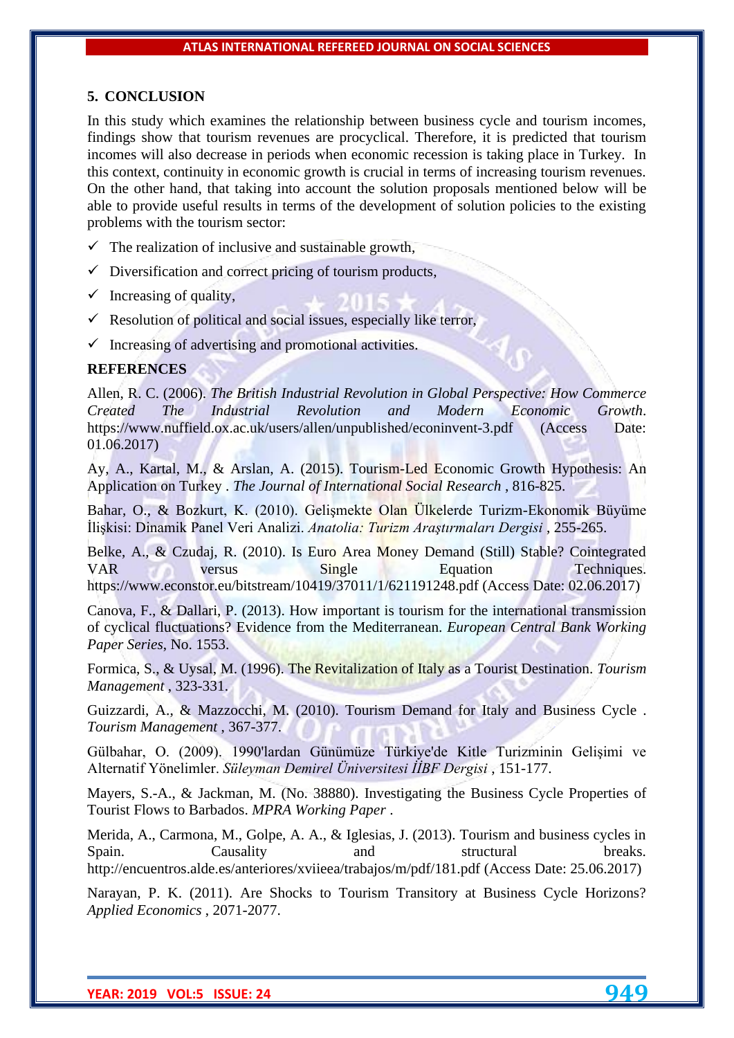## 5. CONCLUSION

In this study which examines the relationship between business cycle and tourism incomes, findings show that tourism revenues are procyclical. Therefore, it is predicted that tourism incomes will also decrease in periods when economic recession is taking place in Turkey. In this context, continuity in economic growth is crucial in terms of increasing tourism revenues. On the other hand, that taking into account the solution proposals mentioned below will be able to provide useful results in terms of the development of solution policies to the existing problems with the tourism sector:

- ✓ The realization of inclusive and sustainable growth,
- ✓ Diversification and correct pricing of tourism products,
- ✓ Increasing of quality,
- ✓ Resolution of political and social issues, especially like terror,
- ✓ Increasing of advertising and promotional activities.

## REFERENCES

Allen, R. C. (2006). *The British Industrial Revolution in Global Perspective: How Commerce Created The Industrial Revolution and Modern Economic Growth*. https://www.nuffield.ox.ac.uk/users/allen/unpublished/econinvent-3.pdf (Access Date: 01.06.2017)

Ay, A., Kartal, M., & Arslan, A. (2015). Tourism-Led Economic Growth Hypothesis: An Application on Turkey . *The Journal of International Social Research* , 816-825.

Bahar, O., & Bozkurt, K. (2010). Gelişmekte Olan Ülkelerde Turizm-Ekonomik Büyüme İlişkisi: Dinamik Panel Veri Analizi. *Anatolia: Turizm Araştırmaları Dergisi* , 255-265.

Belke, A., & Czudaj, R. (2010). Is Euro Area Money Demand (Still) Stable? Cointegrated VAR versus Single Equation Techniques. https://www.econstor.eu/bitstream/10419/37011/1/621191248.pdf (Access Date: 02.06.2017)

Canova, F., & Dallari, P. (2013). How important is tourism for the international transmission of cyclical fluctuations? Evidence from the Mediterranean. *European Central Bank Working Paper Series*, No. 1553.

Formica, S., & Uysal, M. (1996). The Revitalization of Italy as a Tourist Destination. *Tourism Management* , 323-331.

Guizzardi, A., & Mazzocchi, M. (2010). Tourism Demand for Italy and Business Cycle . *Tourism Management* , 367-377.

Gülbahar, O. (2009). 1990'lardan Günümüze Türkiye'de Kitle Turizminin Gelişimi ve Alternatif Yönelimler. *Süleyman Demirel Üniversitesi İİBF Dergisi* , 151-177.

Mayers, S.-A., & Jackman, M. (No. 38880). Investigating the Business Cycle Properties of Tourist Flows to Barbados. *MPRA Working Paper* .

Merida, A., Carmona, M., Golpe, A. A., & Iglesias, J. (2013). Tourism and business cycles in Spain. Causality and structural breaks. http://encuentros.alde.es/anteriores/xviieea/trabajos/m/pdf/181.pdf (Access Date: 25.06.2017)

Narayan, P. K. (2011). Are Shocks to Tourism Transitory at Business Cycle Horizons? *Applied Economics* , 2071-2077.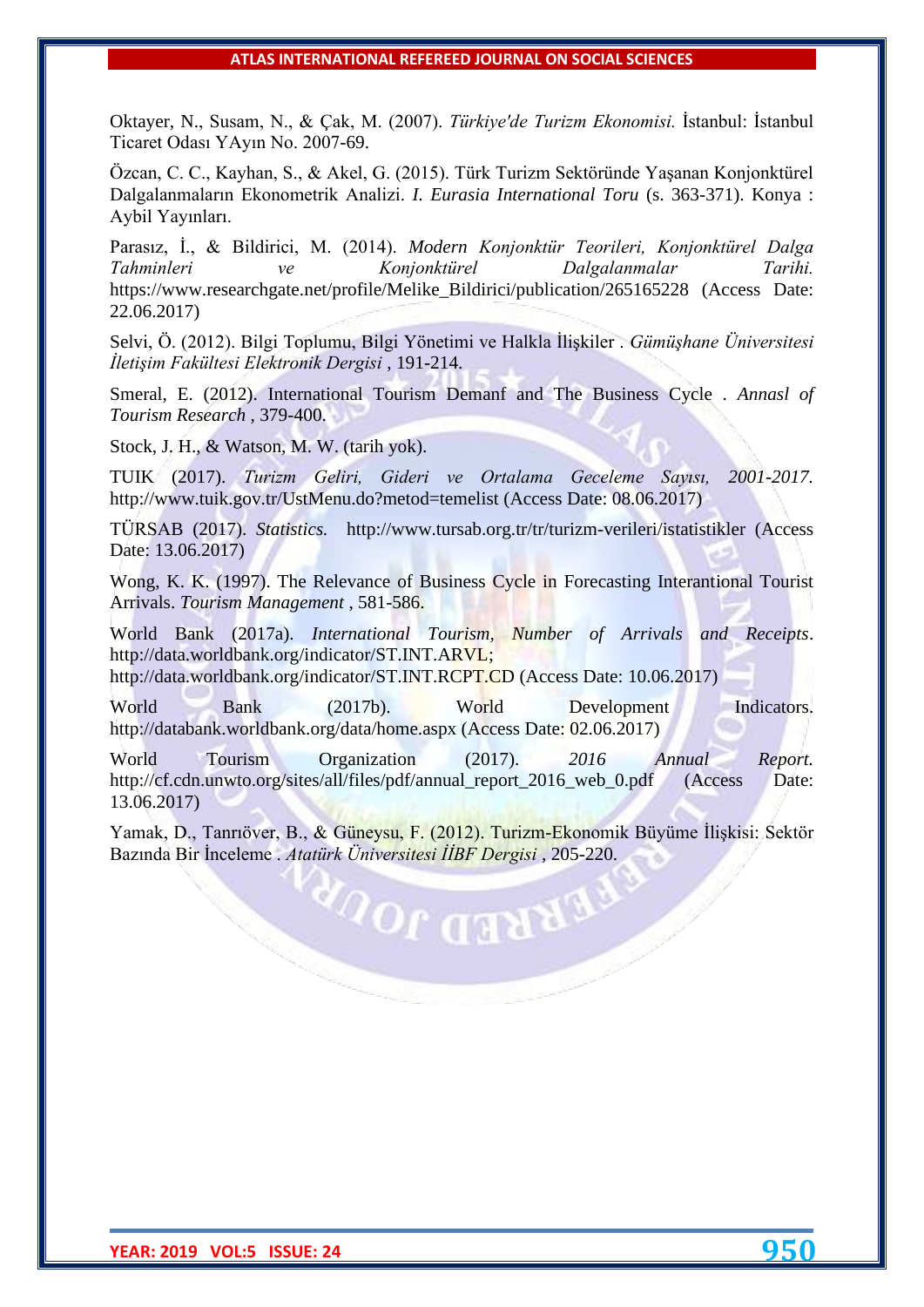Oktayer, N., Susam, N., & Çak, M. (2007). *Türkiye'de Turizm Ekonomisi.* İstanbul: İstanbul Ticaret Odası YAyın No. 2007-69.

Özcan, C. C., Kayhan, S., & Akel, G. (2015). Türk Turizm Sektöründe Yaşanan Konjonktürel Dalgalanmaların Ekonometrik Analizi. *I. Eurasia International Toru* (s. 363-371). Konya : Aybil Yayınları.

Parasız, İ., & Bildirici, M. (2014). *Modern Konjonktür Teorileri, Konjonktürel Dalga Tahminleri ve Konjonktürel Dalgalanmalar Tarihi.* https://www.researchgate.net/profile/Melike_Bildirici/publication/265165228 (Access Date: 22.06.2017)

Selvi, Ö. (2012). Bilgi Toplumu, Bilgi Yönetimi ve Halkla İlişkiler . *Gümüşhane Üniversitesi İletişim Fakültesi Elektronik Dergisi* , 191-214.

Smeral, E. (2012). International Tourism Demanf and The Business Cycle . *Annasl of Tourism Research* , 379-400.

Stock, J. H., & Watson, M. W. (tarih yok).

TUIK (2017). *Turizm Geliri, Gideri ve Ortalama Geceleme Sayısı, 2001-2017.* http://www.tuik.gov.tr/UstMenu.do?metod=temelist (Access Date: 08.06.2017)

TÜRSAB (2017). *Statistics.* http://www.tursab.org.tr/tr/turizm-verileri/istatistikler (Access Date: 13.06.2017)

Wong, K. K. (1997). The Relevance of Business Cycle in Forecasting Interantional Tourist Arrivals. *Tourism Management* , 581-586.

World Bank (2017a). *International Tourism, Number of Arrivals and Receipts*. http://data.worldbank.org/indicator/ST.INT.ARVL; http://data.worldbank.org/indicator/ST.INT.RCPT.CD (Access Date: 10.06.2017)

World Bank (2017b). World Development Indicators. http://databank.worldbank.org/data/home.aspx (Access Date: 02.06.2017)

World Tourism Organization (2017). *2016 Annual Report.* http://cf.cdn.unwto.org/sites/all/files/pdf/annual_report_2016_web_0.pdf (Access Date: 13.06.2017)

Yamak, D., Tanrıöver, B., & Güneysu, F. (2012). Turizm-Ekonomik Büyüme İlişkisi: Sektör Bazında Bir İnceleme . *Atatürk Üniversitesi İİBF Dergisi* , 205-220.